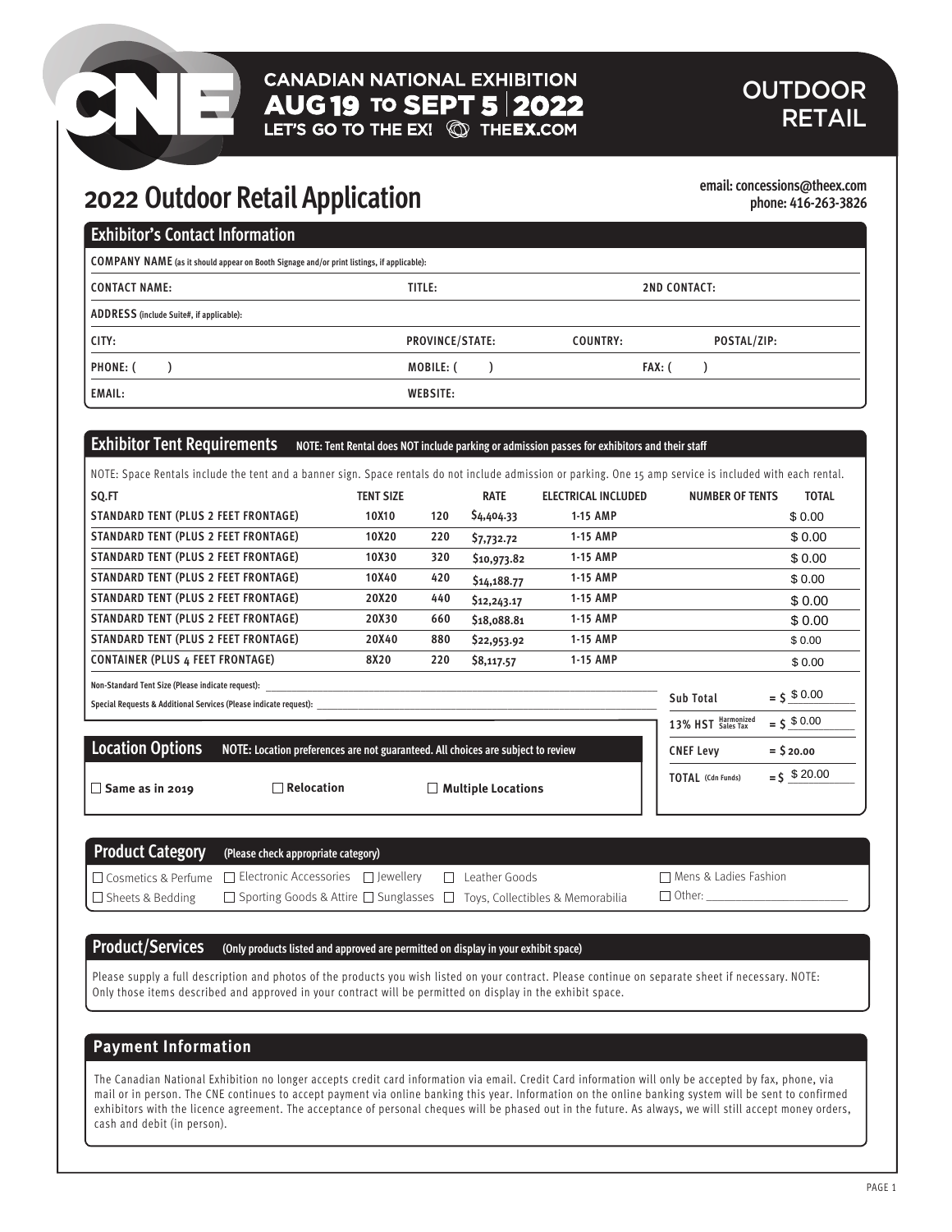CANADIAN NATIONAL EXHIBITION
AUG 19 TO SEPT 5 | 2022
LET'S GO TO THE EX! THEEX.COM

OUTDOOR RETAIL

# 2022 Outdoor Retail Application

email: concessions@theex.com
phone: 416-263-3826

## Exhibitor's Contact Information

COMPANY NAME (as it should appear on Booth Signage and/or print listings, if applicable):

CONTACT NAME: | TITLE: | 2ND CONTACT:

ADDRESS (include Suite#, if applicable):

CITY: | PROVINCE/STATE: | COUNTRY: | POSTAL/ZIP:

PHONE: ( ) | MOBILE: ( ) | FAX: ( )

EMAIL: | WEBSITE:

## Exhibitor Tent Requirements

NOTE: Tent Rental does NOT include parking or admission passes for exhibitors and their staff

NOTE: Space Rentals include the tent and a banner sign. Space rentals do not include admission or parking. One 15 amp service is included with each rental.

| SQ.FT | TENT SIZE | | RATE | ELECTRICAL INCLUDED | NUMBER OF TENTS | TOTAL |
|---|---|---|---|---|---|---|
| STANDARD TENT (PLUS 2 FEET FRONTAGE) | 10X10 | 120 | $4,404.33 | 1-15 AMP | | $ 0.00 |
| STANDARD TENT (PLUS 2 FEET FRONTAGE) | 10X20 | 220 | $7,732.72 | 1-15 AMP | | $ 0.00 |
| STANDARD TENT (PLUS 2 FEET FRONTAGE) | 10X30 | 320 | $10,973.82 | 1-15 AMP | | $ 0.00 |
| STANDARD TENT (PLUS 2 FEET FRONTAGE) | 10X40 | 420 | $14,188.77 | 1-15 AMP | | $ 0.00 |
| STANDARD TENT (PLUS 2 FEET FRONTAGE) | 20X20 | 440 | $12,243.17 | 1-15 AMP | | $ 0.00 |
| STANDARD TENT (PLUS 2 FEET FRONTAGE) | 20X30 | 660 | $18,088.81 | 1-15 AMP | | $ 0.00 |
| STANDARD TENT (PLUS 2 FEET FRONTAGE) | 20X40 | 880 | $22,953.92 | 1-15 AMP | | $ 0.00 |
| CONTAINER (PLUS 4 FEET FRONTAGE) | 8X20 | 220 | $8,117.57 | 1-15 AMP | | $ 0.00 |

Non-Standard Tent Size (Please indicate request): ______________________

Special Requests & Additional Services (Please indicate request): ______________________

| | |
|---|---|
| Sub Total | = $ 0.00 |
| 13% HST (Harmonized Sales Tax) | = $ 0.00 |
| CNEF Levy | = $ 20.00 |
| TOTAL (Cdn Funds) | = $ 20.00 |

## Location Options

NOTE: Location preferences are not guaranteed. All choices are subject to review

☐ Same as in 2019 ☐ Relocation ☐ Multiple Locations

## Product Category

(Please check appropriate category)

☐ Cosmetics & Perfume ☐ Electronic Accessories ☐ Jewellery ☐ Leather Goods ☐ Mens & Ladies Fashion
☐ Sheets & Bedding ☐ Sporting Goods & Attire ☐ Sunglasses ☐ Toys, Collectibles & Memorabilia ☐ Other: ______________

## Product/Services

(Only products listed and approved are permitted on display in your exhibit space)

Please supply a full description and photos of the products you wish listed on your contract. Please continue on separate sheet if necessary. NOTE: Only those items described and approved in your contract will be permitted on display in the exhibit space.

## Payment Information

The Canadian National Exhibition no longer accepts credit card information via email. Credit Card information will only be accepted by fax, phone, via mail or in person. The CNE continues to accept payment via online banking this year. Information on the online banking system will be sent to confirmed exhibitors with the licence agreement. The acceptance of personal cheques will be phased out in the future. As always, we will still accept money orders, cash and debit (in person).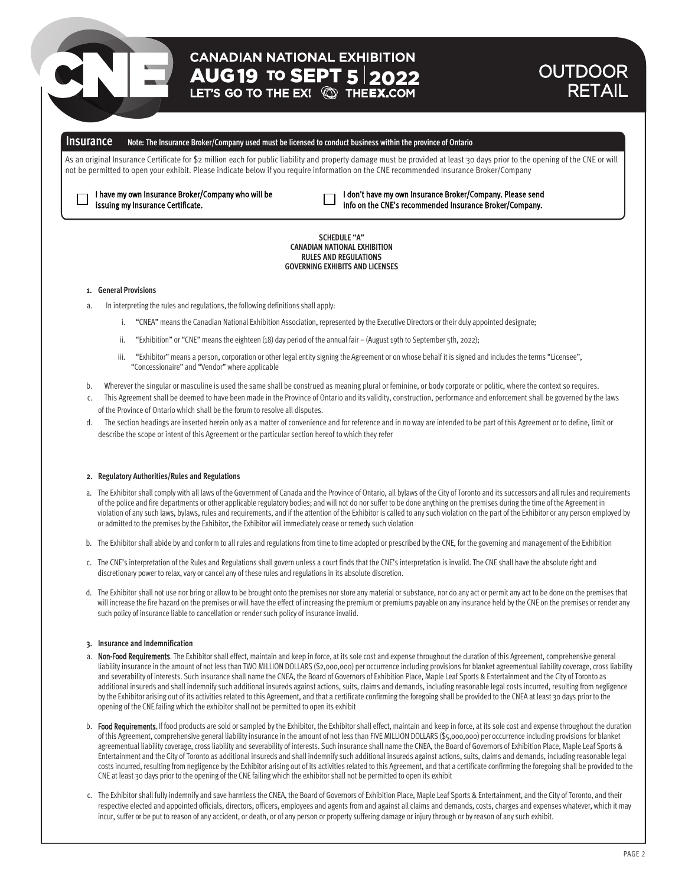# CANADIAN NATIONAL EXHIBITION AUG 19 TO SEPT 5 | 2022

LET'S GO TO THE EX! THEEX.COM

## OUTDOOR RETAIL

## Insurance

**Note: The Insurance Broker/Company used must be licensed to conduct business within the province of Ontario**

As an original Insurance Certificate for $2 million each for public liability and property damage must be provided at least 30 days prior to the opening of the CNE or will not be permitted to open your exhibit. Please indicate below if you require information on the CNE recommended Insurance Broker/Company

☐ I have my own Insurance Broker/Company who will be issuing my Insurance Certificate.

☐ I don't have my own Insurance Broker/Company. Please send info on the CNE's recommended Insurance Broker/Company.

**SCHEDULE "A"**
**CANADIAN NATIONAL EXHIBITION**
**RULES AND REGULATIONS**
**GOVERNING EXHIBITS AND LICENSES**

### 1. General Provisions

a. In interpreting the rules and regulations, the following definitions shall apply:

   i. "CNEA" means the Canadian National Exhibition Association, represented by the Executive Directors or their duly appointed designate;

   ii. "Exhibition" or "CNE" means the eighteen (18) day period of the annual fair – (August 19th to September 5th, 2022);

   iii. "Exhibitor" means a person, corporation or other legal entity signing the Agreement or on whose behalf it is signed and includes the terms "Licensee", "Concessionaire" and "Vendor" where applicable

b. Wherever the singular or masculine is used the same shall be construed as meaning plural or feminine, or body corporate or politic, where the context so requires.

c. This Agreement shall be deemed to have been made in the Province of Ontario and its validity, construction, performance and enforcement shall be governed by the laws of the Province of Ontario which shall be the forum to resolve all disputes.

d. The section headings are inserted herein only as a matter of convenience and for reference and in no way are intended to be part of this Agreement or to define, limit or describe the scope or intent of this Agreement or the particular section hereof to which they refer

### 2. Regulatory Authorities/Rules and Regulations

a. The Exhibitor shall comply with all laws of the Government of Canada and the Province of Ontario, all bylaws of the City of Toronto and its successors and all rules and requirements of the police and fire departments or other applicable regulatory bodies; and will not do nor suffer to be done anything on the premises during the time of the Agreement in violation of any such laws, bylaws, rules and requirements, and if the attention of the Exhibitor is called to any such violation on the part of the Exhibitor or any person employed by or admitted to the premises by the Exhibitor, the Exhibitor will immediately cease or remedy such violation

b. The Exhibitor shall abide by and conform to all rules and regulations from time to time adopted or prescribed by the CNE, for the governing and management of the Exhibition

c. The CNE's interpretation of the Rules and Regulations shall govern unless a court finds that the CNE's interpretation is invalid. The CNE shall have the absolute right and discretionary power to relax, vary or cancel any of these rules and regulations in its absolute discretion.

d. The Exhibitor shall not use nor bring or allow to be brought onto the premises nor store any material or substance, nor do any act or permit any act to be done on the premises that will increase the fire hazard on the premises or will have the effect of increasing the premium or premiums payable on any insurance held by the CNE on the premises or render any such policy of insurance liable to cancellation or render such policy of insurance invalid.

### 3. Insurance and Indemnification

a. **Non-Food Requirements**. The Exhibitor shall effect, maintain and keep in force, at its sole cost and expense throughout the duration of this Agreement, comprehensive general liability insurance in the amount of not less than TWO MILLION DOLLARS ($2,000,000) per occurrence including provisions for blanket agreementual liability coverage, cross liability and severability of interests. Such insurance shall name the CNEA, the Board of Governors of Exhibition Place, Maple Leaf Sports & Entertainment and the City of Toronto as additional insureds and shall indemnify such additional insureds against actions, suits, claims and demands, including reasonable legal costs incurred, resulting from negligence by the Exhibitor arising out of its activities related to this Agreement, and that a certificate confirming the foregoing shall be provided to the CNEA at least 30 days prior to the opening of the CNE failing which the exhibitor shall not be permitted to open its exhibit

b. **Food Requirements.** If food products are sold or sampled by the Exhibitor, the Exhibitor shall effect, maintain and keep in force, at its sole cost and expense throughout the duration of this Agreement, comprehensive general liability insurance in the amount of not less than FIVE MILLION DOLLARS ($5,000,000) per occurrence including provisions for blanket agreementual liability coverage, cross liability and severability of interests. Such insurance shall name the CNEA, the Board of Governors of Exhibition Place, Maple Leaf Sports & Entertainment and the City of Toronto as additional insureds and shall indemnify such additional insureds against actions, suits, claims and demands, including reasonable legal costs incurred, resulting from negligence by the Exhibitor arising out of its activities related to this Agreement, and that a certificate confirming the foregoing shall be provided to the CNE at least 30 days prior to the opening of the CNE failing which the exhibitor shall not be permitted to open its exhibit

c. The Exhibitor shall fully indemnify and save harmless the CNEA, the Board of Governors of Exhibition Place, Maple Leaf Sports & Entertainment, and the City of Toronto, and their respective elected and appointed officials, directors, officers, employees and agents from and against all claims and demands, costs, charges and expenses whatever, which it may incur, suffer or be put to reason of any accident, or death, or of any person or property suffering damage or injury through or by reason of any such exhibit.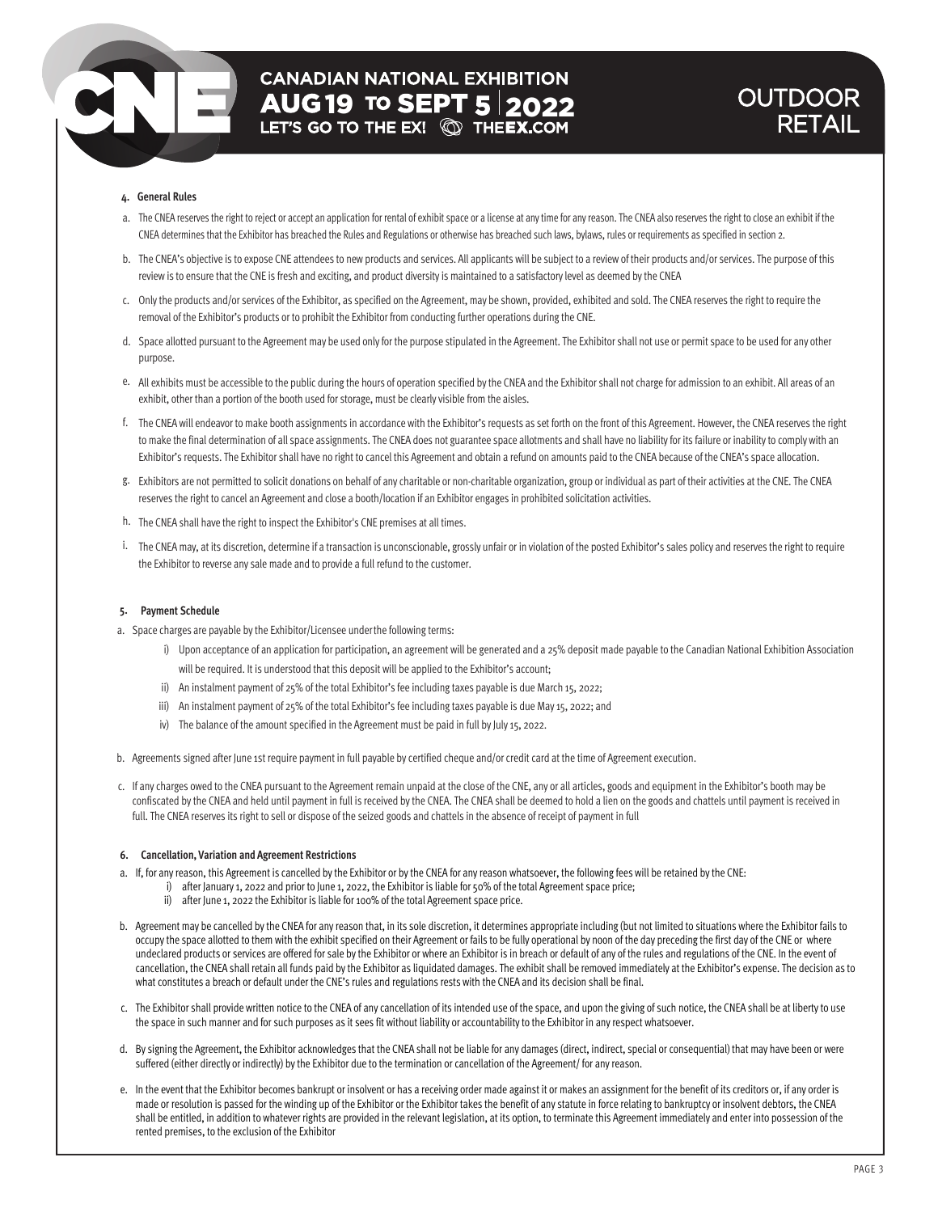#### 4. General Rules

a. The CNEA reserves the right to reject or accept an application for rental of exhibit space or a license at any time for any reason. The CNEA also reserves the right to close an exhibit if the CNEA determines that the Exhibitor has breached the Rules and Regulations or otherwise has breached such laws, bylaws, rules or requirements as specified in section 2.

b. The CNEA's objective is to expose CNE attendees to new products and services. All applicants will be subject to a review of their products and/or services. The purpose of this review is to ensure that the CNE is fresh and exciting, and product diversity is maintained to a satisfactory level as deemed by the CNEA

c. Only the products and/or services of the Exhibitor, as specified on the Agreement, may be shown, provided, exhibited and sold. The CNEA reserves the right to require the removal of the Exhibitor's products or to prohibit the Exhibitor from conducting further operations during the CNE.

d. Space allotted pursuant to the Agreement may be used only for the purpose stipulated in the Agreement. The Exhibitor shall not use or permit space to be used for any other purpose.

e. All exhibits must be accessible to the public during the hours of operation specified by the CNEA and the Exhibitor shall not charge for admission to an exhibit. All areas of an exhibit, other than a portion of the booth used for storage, must be clearly visible from the aisles.

f. The CNEA will endeavor to make booth assignments in accordance with the Exhibitor's requests as set forth on the front of this Agreement. However, the CNEA reserves the right to make the final determination of all space assignments. The CNEA does not guarantee space allotments and shall have no liability for its failure or inability to comply with an Exhibitor's requests. The Exhibitor shall have no right to cancel this Agreement and obtain a refund on amounts paid to the CNEA because of the CNEA's space allocation.

g. Exhibitors are not permitted to solicit donations on behalf of any charitable or non-charitable organization, group or individual as part of their activities at the CNE. The CNEA reserves the right to cancel an Agreement and close a booth/location if an Exhibitor engages in prohibited solicitation activities.

h. The CNEA shall have the right to inspect the Exhibitor's CNE premises at all times.

i. The CNEA may, at its discretion, determine if a transaction is unconscionable, grossly unfair or in violation of the posted Exhibitor's sales policy and reserves the right to require the Exhibitor to reverse any sale made and to provide a full refund to the customer.

#### 5. Payment Schedule

a. Space charges are payable by the Exhibitor/Licensee under the following terms:

   i) Upon acceptance of an application for participation, an agreement will be generated and a 25% deposit made payable to the Canadian National Exhibition Association will be required. It is understood that this deposit will be applied to the Exhibitor's account;

   ii) An instalment payment of 25% of the total Exhibitor's fee including taxes payable is due March 15, 2022;

   iii) An instalment payment of 25% of the total Exhibitor's fee including taxes payable is due May 15, 2022; and

   iv) The balance of the amount specified in the Agreement must be paid in full by July 15, 2022.

b. Agreements signed after June 1st require payment in full payable by certified cheque and/or credit card at the time of Agreement execution.

c. If any charges owed to the CNEA pursuant to the Agreement remain unpaid at the close of the CNE, any or all articles, goods and equipment in the Exhibitor's booth may be confiscated by the CNEA and held until payment in full is received by the CNEA. The CNEA shall be deemed to hold a lien on the goods and chattels until payment is received in full. The CNEA reserves its right to sell or dispose of the seized goods and chattels in the absence of receipt of payment in full

#### 6. Cancellation, Variation and Agreement Restrictions

a. If, for any reason, this Agreement is cancelled by the Exhibitor or by the CNEA for any reason whatsoever, the following fees will be retained by the CNE:

   i) after January 1, 2022 and prior to June 1, 2022, the Exhibitor is liable for 50% of the total Agreement space price;

   ii) after June 1, 2022 the Exhibitor is liable for 100% of the total Agreement space price.

b. Agreement may be cancelled by the CNEA for any reason that, in its sole discretion, it determines appropriate including (but not limited to situations where the Exhibitor fails to occupy the space allotted to them with the exhibit specified on their Agreement or fails to be fully operational by noon of the day preceding the first day of the CNE or where undeclared products or services are offered for sale by the Exhibitor or where an Exhibitor is in breach or default of any of the rules and regulations of the CNE. In the event of cancellation, the CNEA shall retain all funds paid by the Exhibitor as liquidated damages. The exhibit shall be removed immediately at the Exhibitor's expense. The decision as to what constitutes a breach or default under the CNE's rules and regulations rests with the CNEA and its decision shall be final.

c. The Exhibitor shall provide written notice to the CNEA of any cancellation of its intended use of the space, and upon the giving of such notice, the CNEA shall be at liberty to use the space in such manner and for such purposes as it sees fit without liability or accountability to the Exhibitor in any respect whatsoever.

d. By signing the Agreement, the Exhibitor acknowledges that the CNEA shall not be liable for any damages (direct, indirect, special or consequential) that may have been or were suffered (either directly or indirectly) by the Exhibitor due to the termination or cancellation of the Agreement/ for any reason.

e. In the event that the Exhibitor becomes bankrupt or insolvent or has a receiving order made against it or makes an assignment for the benefit of its creditors or, if any order is made or resolution is passed for the winding up of the Exhibitor or the Exhibitor takes the benefit of any statute in force relating to bankruptcy or insolvent debtors, the CNEA shall be entitled, in addition to whatever rights are provided in the relevant legislation, at its option, to terminate this Agreement immediately and enter into possession of the rented premises, to the exclusion of the Exhibitor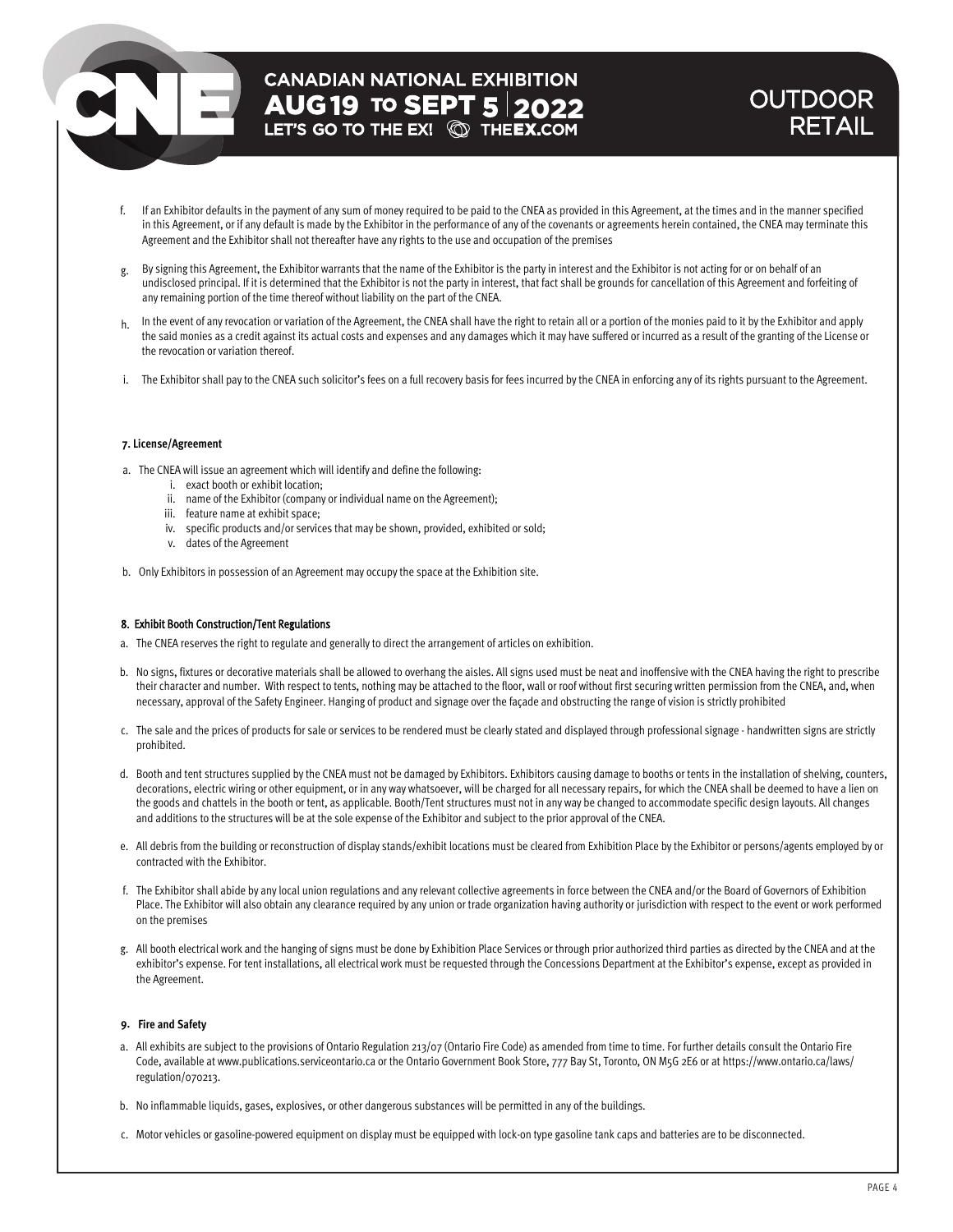f. If an Exhibitor defaults in the payment of any sum of money required to be paid to the CNEA as provided in this Agreement, at the times and in the manner specified in this Agreement, or if any default is made by the Exhibitor in the performance of any of the covenants or agreements herein contained, the CNEA may terminate this Agreement and the Exhibitor shall not thereafter have any rights to the use and occupation of the premises

g. By signing this Agreement, the Exhibitor warrants that the name of the Exhibitor is the party in interest and the Exhibitor is not acting for or on behalf of an undisclosed principal. If it is determined that the Exhibitor is not the party in interest, that fact shall be grounds for cancellation of this Agreement and forfeiting of any remaining portion of the time thereof without liability on the part of the CNEA.

h. In the event of any revocation or variation of the Agreement, the CNEA shall have the right to retain all or a portion of the monies paid to it by the Exhibitor and apply the said monies as a credit against its actual costs and expenses and any damages which it may have suffered or incurred as a result of the granting of the License or the revocation or variation thereof.

i. The Exhibitor shall pay to the CNEA such solicitor's fees on a full recovery basis for fees incurred by the CNEA in enforcing any of its rights pursuant to the Agreement.

#### 7. License/Agreement

a. The CNEA will issue an agreement which will identify and define the following:
   i. exact booth or exhibit location;
   ii. name of the Exhibitor (company or individual name on the Agreement);
   iii. feature name at exhibit space;
   iv. specific products and/or services that may be shown, provided, exhibited or sold;
   v. dates of the Agreement

b. Only Exhibitors in possession of an Agreement may occupy the space at the Exhibition site.

#### 8. Exhibit Booth Construction/Tent Regulations

a. The CNEA reserves the right to regulate and generally to direct the arrangement of articles on exhibition.

b. No signs, fixtures or decorative materials shall be allowed to overhang the aisles. All signs used must be neat and inoffensive with the CNEA having the right to prescribe their character and number. With respect to tents, nothing may be attached to the floor, wall or roof without first securing written permission from the CNEA, and, when necessary, approval of the Safety Engineer. Hanging of product and signage over the façade and obstructing the range of vision is strictly prohibited

c. The sale and the prices of products for sale or services to be rendered must be clearly stated and displayed through professional signage - handwritten signs are strictly prohibited.

d. Booth and tent structures supplied by the CNEA must not be damaged by Exhibitors. Exhibitors causing damage to booths or tents in the installation of shelving, counters, decorations, electric wiring or other equipment, or in any way whatsoever, will be charged for all necessary repairs, for which the CNEA shall be deemed to have a lien on the goods and chattels in the booth or tent, as applicable. Booth/Tent structures must not in any way be changed to accommodate specific design layouts. All changes and additions to the structures will be at the sole expense of the Exhibitor and subject to the prior approval of the CNEA.

e. All debris from the building or reconstruction of display stands/exhibit locations must be cleared from Exhibition Place by the Exhibitor or persons/agents employed by or contracted with the Exhibitor.

f. The Exhibitor shall abide by any local union regulations and any relevant collective agreements in force between the CNEA and/or the Board of Governors of Exhibition Place. The Exhibitor will also obtain any clearance required by any union or trade organization having authority or jurisdiction with respect to the event or work performed on the premises

g. All booth electrical work and the hanging of signs must be done by Exhibition Place Services or through prior authorized third parties as directed by the CNEA and at the exhibitor's expense. For tent installations, all electrical work must be requested through the Concessions Department at the Exhibitor's expense, except as provided in the Agreement.

#### 9. Fire and Safety

a. All exhibits are subject to the provisions of Ontario Regulation 213/07 (Ontario Fire Code) as amended from time to time. For further details consult the Ontario Fire Code, available at www.publications.serviceontario.ca or the Ontario Government Book Store, 777 Bay St, Toronto, ON M5G 2E6 or at https://www.ontario.ca/laws/regulation/070213.

b. No inflammable liquids, gases, explosives, or other dangerous substances will be permitted in any of the buildings.

c. Motor vehicles or gasoline-powered equipment on display must be equipped with lock-on type gasoline tank caps and batteries are to be disconnected.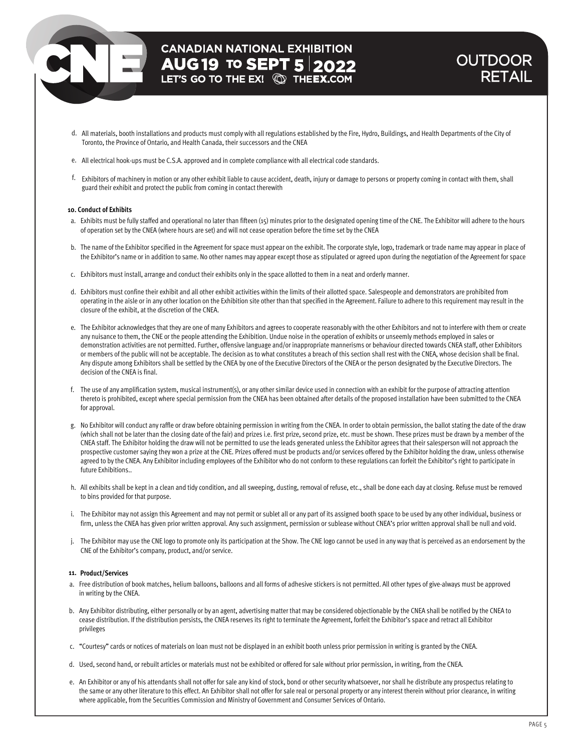d. All materials, booth installations and products must comply with all regulations established by the Fire, Hydro, Buildings, and Health Departments of the City of Toronto, the Province of Ontario, and Health Canada, their successors and the CNEA

e. All electrical hook-ups must be C.S.A. approved and in complete compliance with all electrical code standards.

f. Exhibitors of machinery in motion or any other exhibit liable to cause accident, death, injury or damage to persons or property coming in contact with them, shall guard their exhibit and protect the public from coming in contact therewith

**10. Conduct of Exhibits**

a. Exhibits must be fully staffed and operational no later than fifteen (15) minutes prior to the designated opening time of the CNE. The Exhibitor will adhere to the hours of operation set by the CNEA (where hours are set) and will not cease operation before the time set by the CNEA

b. The name of the Exhibitor specified in the Agreement for space must appear on the exhibit. The corporate style, logo, trademark or trade name may appear in place of the Exhibitor's name or in addition to same. No other names may appear except those as stipulated or agreed upon during the negotiation of the Agreement for space

c. Exhibitors must install, arrange and conduct their exhibits only in the space allotted to them in a neat and orderly manner.

d. Exhibitors must confine their exhibit and all other exhibit activities within the limits of their allotted space. Salespeople and demonstrators are prohibited from operating in the aisle or in any other location on the Exhibition site other than that specified in the Agreement. Failure to adhere to this requirement may result in the closure of the exhibit, at the discretion of the CNEA.

e. The Exhibitor acknowledges that they are one of many Exhibitors and agrees to cooperate reasonably with the other Exhibitors and not to interfere with them or create any nuisance to them, the CNE or the people attending the Exhibition. Undue noise in the operation of exhibits or unseemly methods employed in sales or demonstration activities are not permitted. Further, offensive language and/or inappropriate mannerisms or behaviour directed towards CNEA staff, other Exhibitors or members of the public will not be acceptable. The decision as to what constitutes a breach of this section shall rest with the CNEA, whose decision shall be final. Any dispute among Exhibitors shall be settled by the CNEA by one of the Executive Directors of the CNEA or the person designated by the Executive Directors. The decision of the CNEA is final.

f. The use of any amplification system, musical instrument(s), or any other similar device used in connection with an exhibit for the purpose of attracting attention thereto is prohibited, except where special permission from the CNEA has been obtained after details of the proposed installation have been submitted to the CNEA for approval.

g. No Exhibitor will conduct any raffle or draw before obtaining permission in writing from the CNEA. In order to obtain permission, the ballot stating the date of the draw (which shall not be later than the closing date of the fair) and prizes i.e. first prize, second prize, etc. must be shown. These prizes must be drawn by a member of the CNEA staff. The Exhibitor holding the draw will not be permitted to use the leads generated unless the Exhibitor agrees that their salesperson will not approach the prospective customer saying they won a prize at the CNE. Prizes offered must be products and/or services offered by the Exhibitor holding the draw, unless otherwise agreed to by the CNEA. Any Exhibitor including employees of the Exhibitor who do not conform to these regulations can forfeit the Exhibitor's right to participate in future Exhibitions..

h. All exhibits shall be kept in a clean and tidy condition, and all sweeping, dusting, removal of refuse, etc., shall be done each day at closing. Refuse must be removed to bins provided for that purpose.

i. The Exhibitor may not assign this Agreement and may not permit or sublet all or any part of its assigned booth space to be used by any other individual, business or firm, unless the CNEA has given prior written approval. Any such assignment, permission or sublease without CNEA's prior written approval shall be null and void.

j. The Exhibitor may use the CNE logo to promote only its participation at the Show. The CNE logo cannot be used in any way that is perceived as an endorsement by the CNE of the Exhibitor's company, product, and/or service.

**11. Product/Services**

a. Free distribution of book matches, helium balloons, balloons and all forms of adhesive stickers is not permitted. All other types of give-always must be approved in writing by the CNEA.

b. Any Exhibitor distributing, either personally or by an agent, advertising matter that may be considered objectionable by the CNEA shall be notified by the CNEA to cease distribution. If the distribution persists, the CNEA reserves its right to terminate the Agreement, forfeit the Exhibitor's space and retract all Exhibitor privileges

c. "Courtesy" cards or notices of materials on loan must not be displayed in an exhibit booth unless prior permission in writing is granted by the CNEA.

d. Used, second hand, or rebuilt articles or materials must not be exhibited or offered for sale without prior permission, in writing, from the CNEA.

e. An Exhibitor or any of his attendants shall not offer for sale any kind of stock, bond or other security whatsoever, nor shall he distribute any prospectus relating to the same or any other literature to this effect. An Exhibitor shall not offer for sale real or personal property or any interest therein without prior clearance, in writing where applicable, from the Securities Commission and Ministry of Government and Consumer Services of Ontario.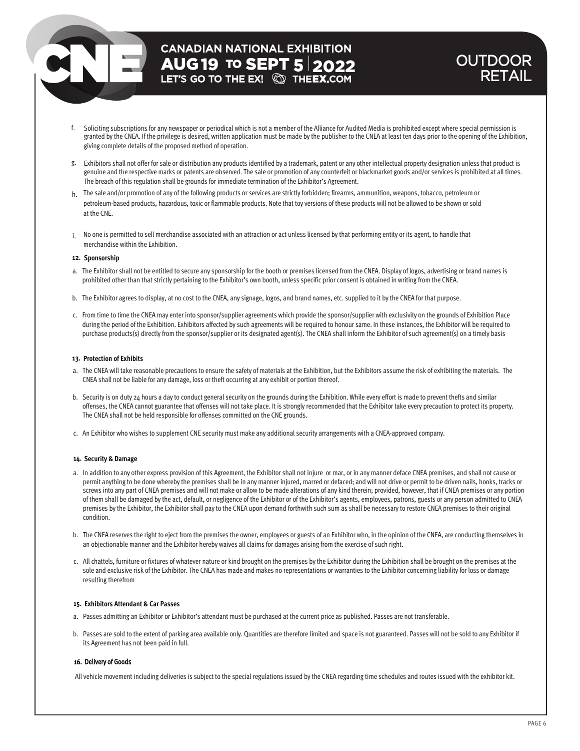f. Soliciting subscriptions for any newspaper or periodical which is not a member of the Alliance for Audited Media is prohibited except where special permission is granted by the CNEA. If the privilege is desired, written application must be made by the publisher to the CNEA at least ten days prior to the opening of the Exhibition, giving complete details of the proposed method of operation.

g. Exhibitors shall not offer for sale or distribution any products identified by a trademark, patent or any other intellectual property designation unless that product is genuine and the respective marks or patents are observed. The sale or promotion of any counterfeit or blackmarket goods and/or services is prohibited at all times. The breach of this regulation shall be grounds for immediate termination of the Exhibitor's Agreement.

h. The sale and/or promotion of any of the following products or services are strictly forbidden; firearms, ammunition, weapons, tobacco, petroleum or petroleum-based products, hazardous, toxic or flammable products. Note that toy versions of these products will not be allowed to be shown or sold at the CNE.

i. No one is permitted to sell merchandise associated with an attraction or act unless licensed by that performing entity or its agent, to handle that merchandise within the Exhibition.

**12. Sponsorship**

a. The Exhibitor shall not be entitled to secure any sponsorship for the booth or premises licensed from the CNEA. Display of logos, advertising or brand names is prohibited other than that strictly pertaining to the Exhibitor's own booth, unless specific prior consent is obtained in writing from the CNEA.

b. The Exhibitor agrees to display, at no cost to the CNEA, any signage, logos, and brand names, etc. supplied to it by the CNEA for that purpose.

c. From time to time the CNEA may enter into sponsor/supplier agreements which provide the sponsor/supplier with exclusivity on the grounds of Exhibition Place during the period of the Exhibition. Exhibitors affected by such agreements will be required to honour same. In these instances, the Exhibitor will be required to purchase products(s) directly from the sponsor/supplier or its designated agent(s). The CNEA shall inform the Exhibitor of such agreement(s) on a timely basis

**13. Protection of Exhibits**

a. The CNEA will take reasonable precautions to ensure the safety of materials at the Exhibition, but the Exhibitors assume the risk of exhibiting the materials. The CNEA shall not be liable for any damage, loss or theft occurring at any exhibit or portion thereof.

b. Security is on duty 24 hours a day to conduct general security on the grounds during the Exhibition. While every effort is made to prevent thefts and similar offenses, the CNEA cannot guarantee that offenses will not take place. It is strongly recommended that the Exhibitor take every precaution to protect its property. The CNEA shall not be held responsible for offenses committed on the CNE grounds.

c. An Exhibitor who wishes to supplement CNE security must make any additional security arrangements with a CNEA-approved company.

**14. Security & Damage**

a. In addition to any other express provision of this Agreement, the Exhibitor shall not injure or mar, or in any manner deface CNEA premises, and shall not cause or permit anything to be done whereby the premises shall be in any manner injured, marred or defaced; and will not drive or permit to be driven nails, hooks, tracks or screws into any part of CNEA premises and will not make or allow to be made alterations of any kind therein; provided, however, that if CNEA premises or any portion of them shall be damaged by the act, default, or negligence of the Exhibitor or of the Exhibitor's agents, employees, patrons, guests or any person admitted to CNEA premises by the Exhibitor, the Exhibitor shall pay to the CNEA upon demand forthwith such sum as shall be necessary to restore CNEA premises to their original condition.

b. The CNEA reserves the right to eject from the premises the owner, employees or guests of an Exhibitor who, in the opinion of the CNEA, are conducting themselves in an objectionable manner and the Exhibitor hereby waives all claims for damages arising from the exercise of such right.

c. All chattels, furniture or fixtures of whatever nature or kind brought on the premises by the Exhibitor during the Exhibition shall be brought on the premises at the sole and exclusive risk of the Exhibitor. The CNEA has made and makes no representations or warranties to the Exhibitor concerning liability for loss or damage resulting therefrom

**15. Exhibitors Attendant & Car Passes**

a. Passes admitting an Exhibitor or Exhibitor's attendant must be purchased at the current price as published. Passes are not transferable.

b. Passes are sold to the extent of parking area available only. Quantities are therefore limited and space is not guaranteed. Passes will not be sold to any Exhibitor if its Agreement has not been paid in full.

**16. Delivery of Goods**

All vehicle movement including deliveries is subject to the special regulations issued by the CNEA regarding time schedules and routes issued with the exhibitor kit.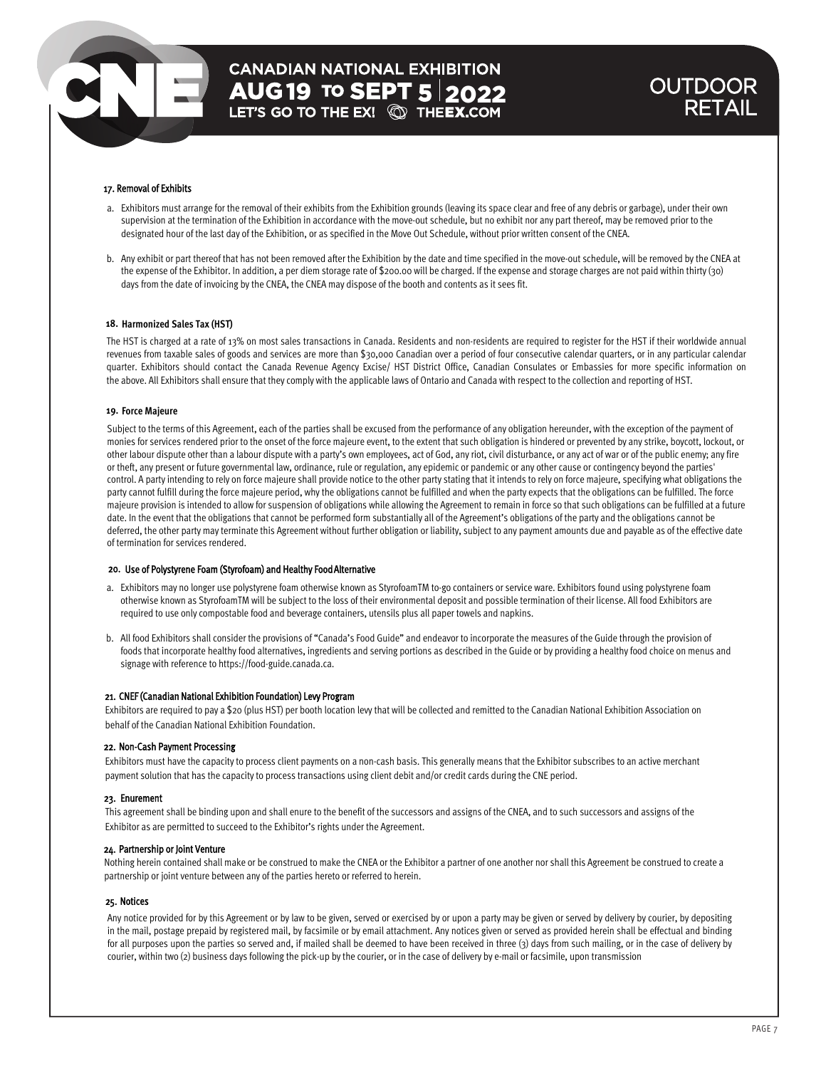### 17. Removal of Exhibits

a. Exhibitors must arrange for the removal of their exhibits from the Exhibition grounds (leaving its space clear and free of any debris or garbage), under their own supervision at the termination of the Exhibition in accordance with the move-out schedule, but no exhibit nor any part thereof, may be removed prior to the designated hour of the last day of the Exhibition, or as specified in the Move Out Schedule, without prior written consent of the CNEA.

b. Any exhibit or part thereof that has not been removed after the Exhibition by the date and time specified in the move-out schedule, will be removed by the CNEA at the expense of the Exhibitor. In addition, a per diem storage rate of $200.00 will be charged. If the expense and storage charges are not paid within thirty (30) days from the date of invoicing by the CNEA, the CNEA may dispose of the booth and contents as it sees fit.

### 18. Harmonized Sales Tax (HST)

The HST is charged at a rate of 13% on most sales transactions in Canada. Residents and non-residents are required to register for the HST if their worldwide annual revenues from taxable sales of goods and services are more than $30,000 Canadian over a period of four consecutive calendar quarters, or in any particular calendar quarter. Exhibitors should contact the Canada Revenue Agency Excise/ HST District Office, Canadian Consulates or Embassies for more specific information on the above. All Exhibitors shall ensure that they comply with the applicable laws of Ontario and Canada with respect to the collection and reporting of HST.

### 19. Force Majeure

Subject to the terms of this Agreement, each of the parties shall be excused from the performance of any obligation hereunder, with the exception of the payment of monies for services rendered prior to the onset of the force majeure event, to the extent that such obligation is hindered or prevented by any strike, boycott, lockout, or other labour dispute other than a labour dispute with a party's own employees, act of God, any riot, civil disturbance, or any act of war or of the public enemy; any fire or theft, any present or future governmental law, ordinance, rule or regulation, any epidemic or pandemic or any other cause or contingency beyond the parties' control. A party intending to rely on force majeure shall provide notice to the other party stating that it intends to rely on force majeure, specifying what obligations the party cannot fulfill during the force majeure period, why the obligations cannot be fulfilled and when the party expects that the obligations can be fulfilled. The force majeure provision is intended to allow for suspension of obligations while allowing the Agreement to remain in force so that such obligations can be fulfilled at a future date. In the event that the obligations that cannot be performed form substantially all of the Agreement's obligations of the party and the obligations cannot be deferred, the other party may terminate this Agreement without further obligation or liability, subject to any payment amounts due and payable as of the effective date of termination for services rendered.

### 20. Use of Polystyrene Foam (Styrofoam) and Healthy Food Alternative

a. Exhibitors may no longer use polystyrene foam otherwise known as StyrofoamTM to-go containers or service ware. Exhibitors found using polystyrene foam otherwise known as StyrofoamTM will be subject to the loss of their environmental deposit and possible termination of their license. All food Exhibitors are required to use only compostable food and beverage containers, utensils plus all paper towels and napkins.

b. All food Exhibitors shall consider the provisions of "Canada's Food Guide" and endeavor to incorporate the measures of the Guide through the provision of foods that incorporate healthy food alternatives, ingredients and serving portions as described in the Guide or by providing a healthy food choice on menus and signage with reference to https://food-guide.canada.ca.

### 21. CNEF (Canadian National Exhibition Foundation) Levy Program

Exhibitors are required to pay a $20 (plus HST) per booth location levy that will be collected and remitted to the Canadian National Exhibition Association on behalf of the Canadian National Exhibition Foundation.

### 22. Non-Cash Payment Processing

Exhibitors must have the capacity to process client payments on a non-cash basis. This generally means that the Exhibitor subscribes to an active merchant payment solution that has the capacity to process transactions using client debit and/or credit cards during the CNE period.

### 23. Enurement

This agreement shall be binding upon and shall enure to the benefit of the successors and assigns of the CNEA, and to such successors and assigns of the Exhibitor as are permitted to succeed to the Exhibitor's rights under the Agreement.

### 24. Partnership or Joint Venture

Nothing herein contained shall make or be construed to make the CNEA or the Exhibitor a partner of one another nor shall this Agreement be construed to create a partnership or joint venture between any of the parties hereto or referred to herein.

### 25. Notices

Any notice provided for by this Agreement or by law to be given, served or exercised by or upon a party may be given or served by delivery by courier, by depositing in the mail, postage prepaid by registered mail, by facsimile or by email attachment. Any notices given or served as provided herein shall be effectual and binding for all purposes upon the parties so served and, if mailed shall be deemed to have been received in three (3) days from such mailing, or in the case of delivery by courier, within two (2) business days following the pick-up by the courier, or in the case of delivery by e-mail or facsimile, upon transmission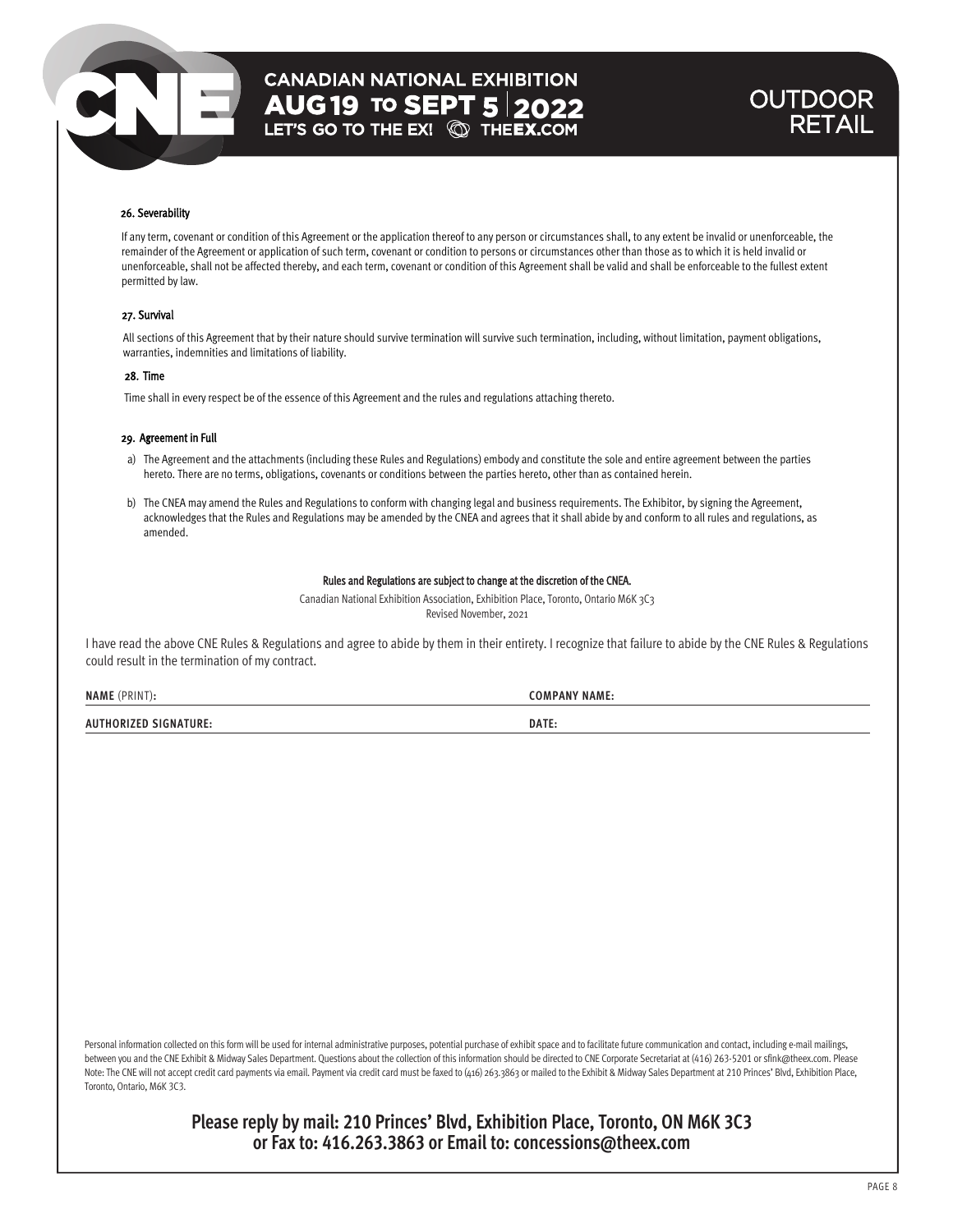#### 26. Severability

If any term, covenant or condition of this Agreement or the application thereof to any person or circumstances shall, to any extent be invalid or unenforceable, the remainder of the Agreement or application of such term, covenant or condition to persons or circumstances other than those as to which it is held invalid or unenforceable, shall not be affected thereby, and each term, covenant or condition of this Agreement shall be valid and shall be enforceable to the fullest extent permitted by law.

#### 27. Survival

All sections of this Agreement that by their nature should survive termination will survive such termination, including, without limitation, payment obligations, warranties, indemnities and limitations of liability.

#### 28. Time

Time shall in every respect be of the essence of this Agreement and the rules and regulations attaching thereto.

#### 29. Agreement in Full

a) The Agreement and the attachments (including these Rules and Regulations) embody and constitute the sole and entire agreement between the parties hereto. There are no terms, obligations, covenants or conditions between the parties hereto, other than as contained herein.

b) The CNEA may amend the Rules and Regulations to conform with changing legal and business requirements. The Exhibitor, by signing the Agreement, acknowledges that the Rules and Regulations may be amended by the CNEA and agrees that it shall abide by and conform to all rules and regulations, as amended.

**Rules and Regulations are subject to change at the discretion of the CNEA.**

Canadian National Exhibition Association, Exhibition Place, Toronto, Ontario M6K 3C3
Revised November, 2021

I have read the above CNE Rules & Regulations and agree to abide by them in their entirety. I recognize that failure to abide by the CNE Rules & Regulations could result in the termination of my contract.

**NAME** (PRINT): **COMPANY NAME:**

**AUTHORIZED SIGNATURE:** **DATE:**

Personal information collected on this form will be used for internal administrative purposes, potential purchase of exhibit space and to facilitate future communication and contact, including e-mail mailings, between you and the CNE Exhibit & Midway Sales Department. Questions about the collection of this information should be directed to CNE Corporate Secretariat at (416) 263-5201 or sfink@theex.com. Please Note: The CNE will not accept credit card payments via email. Payment via credit card must be faxed to (416) 263.3863 or mailed to the Exhibit & Midway Sales Department at 210 Princes' Blvd, Exhibition Place, Toronto, Ontario, M6K 3C3.

**Please reply by mail: 210 Princes' Blvd, Exhibition Place, Toronto, ON M6K 3C3 or Fax to: 416.263.3863 or Email to: concessions@theex.com**